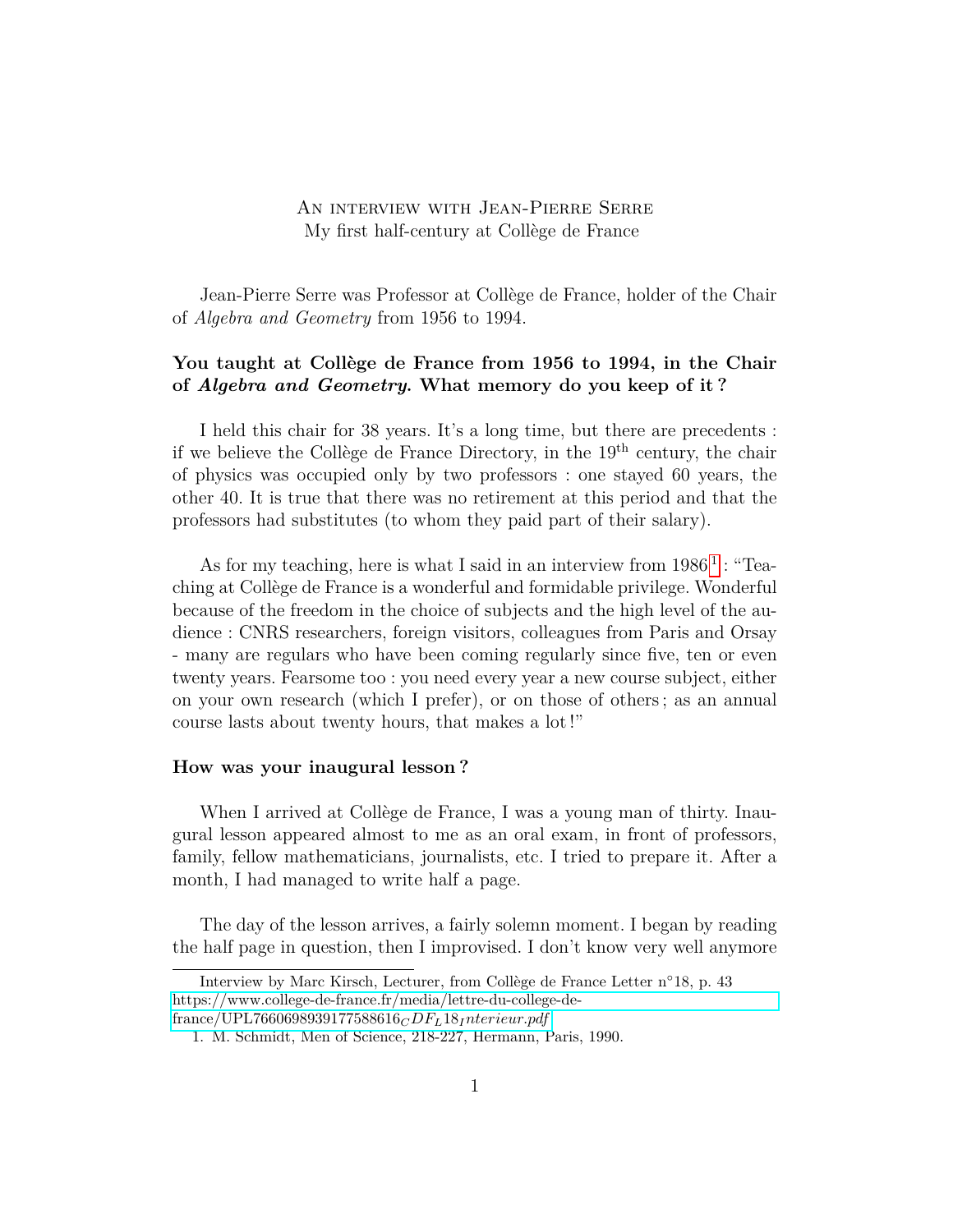# An interview with Jean-Pierre Serre

## My first half-century at Collège de France

Jean-Pierre Serre was Professor at Collège de France, holder of the Chair of *Algebra and Geometry* from 1956 to 1994.

**You taught at Collège de France from 1956 to 1994, in the Chair of *Algebra and Geometry.* What memory do you keep of it ?**

I held this chair for 38 years. It's a long time, but there are precedents : if we believe the Collège de France Directory, in the 19th century, the chair of physics was occupied only by two professors : one stayed 60 years, the other 40. It is true that there was no retirement at this period and that the professors had substitutes (to whom they paid part of their salary).

As for my teaching, here is what I said in an interview from 1986[1] : "Teaching at Collège de France is a wonderful and formidable privilege. Wonderful because of the freedom in the choice of subjects and the high level of the audience : CNRS researchers, foreign visitors, colleagues from Paris and Orsay - many are regulars who have been coming regularly since five, ten or even twenty years. Fearsome too : you need every year a new course subject, either on your own research (which I prefer), or on those of others ; as an annual course lasts about twenty hours, that makes a lot !"

**How was your inaugural lesson ?**

When I arrived at Collège de France, I was a young man of thirty. Inaugural lesson appeared almost to me as an oral exam, in front of professors, family, fellow mathematicians, journalists, etc. I tried to prepare it. After a month, I had managed to write half a page.

The day of the lesson arrives, a fairly solemn moment. I began by reading the half page in question, then I improvised. I don't know very well anymore

---

Interview by Marc Kirsch, Lecturer, from Collège de France Letter n°18, p. 43 https://www.college-de-france.fr/media/lettre-du-college-de-france/UPL7660698939177588616_CDF_L18_Interieur.pdf

1. M. Schmidt, Men of Science, 218-227, Hermann, Paris, 1990.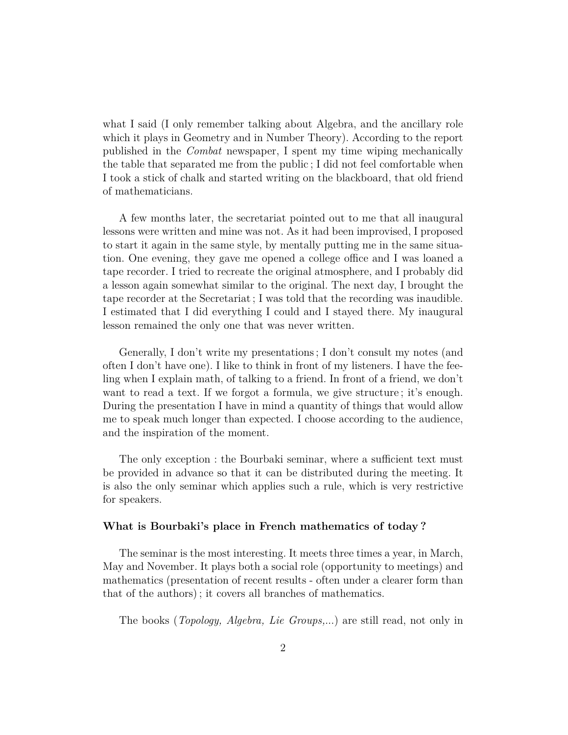what I said (I only remember talking about Algebra, and the ancillary role which it plays in Geometry and in Number Theory). According to the report published in the *Combat* newspaper, I spent my time wiping mechanically the table that separated me from the public ; I did not feel comfortable when I took a stick of chalk and started writing on the blackboard, that old friend of mathematicians.

A few months later, the secretariat pointed out to me that all inaugural lessons were written and mine was not. As it had been improvised, I proposed to start it again in the same style, by mentally putting me in the same situation. One evening, they gave me opened a college office and I was loaned a tape recorder. I tried to recreate the original atmosphere, and I probably did a lesson again somewhat similar to the original. The next day, I brought the tape recorder at the Secretariat ; I was told that the recording was inaudible. I estimated that I did everything I could and I stayed there. My inaugural lesson remained the only one that was never written.

Generally, I don't write my presentations ; I don't consult my notes (and often I don't have one). I like to think in front of my listeners. I have the feeling when I explain math, of talking to a friend. In front of a friend, we don't want to read a text. If we forgot a formula, we give structure ; it's enough. During the presentation I have in mind a quantity of things that would allow me to speak much longer than expected. I choose according to the audience, and the inspiration of the moment.

The only exception : the Bourbaki seminar, where a sufficient text must be provided in advance so that it can be distributed during the meeting. It is also the only seminar which applies such a rule, which is very restrictive for speakers.

**What is Bourbaki's place in French mathematics of today ?**

The seminar is the most interesting. It meets three times a year, in March, May and November. It plays both a social role (opportunity to meetings) and mathematics (presentation of recent results - often under a clearer form than that of the authors) ; it covers all branches of mathematics.

The books (*Topology, Algebra, Lie Groups,...*) are still read, not only in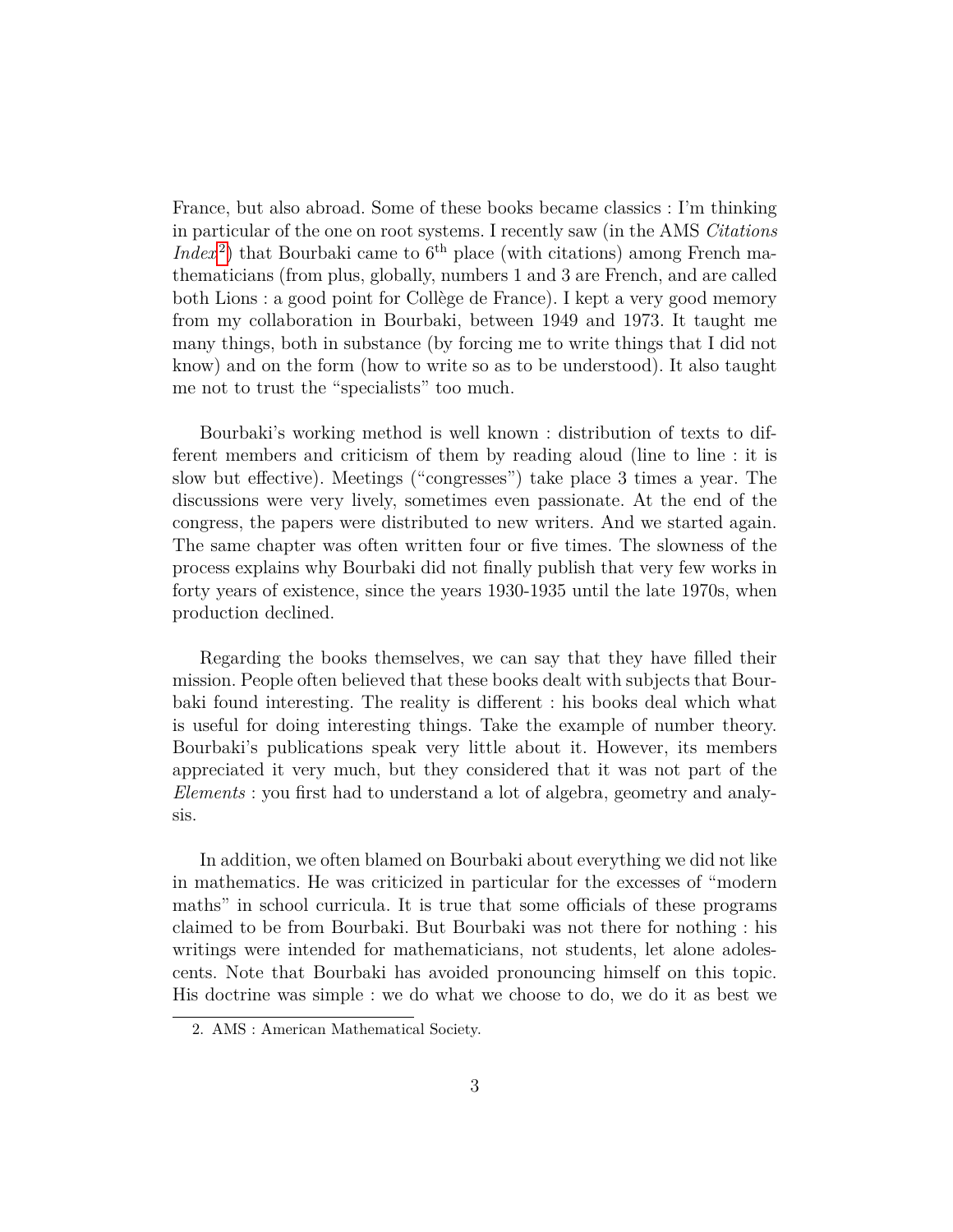France, but also abroad. Some of these books became classics : I'm thinking in particular of the one on root systems. I recently saw (in the AMS *Citations Index*[2]) that Bourbaki came to 6$^{\text{th}}$ place (with citations) among French mathematicians (from plus, globally, numbers 1 and 3 are French, and are called both Lions : a good point for Collège de France). I kept a very good memory from my collaboration in Bourbaki, between 1949 and 1973. It taught me many things, both in substance (by forcing me to write things that I did not know) and on the form (how to write so as to be understood). It also taught me not to trust the "specialists" too much.

Bourbaki's working method is well known : distribution of texts to different members and criticism of them by reading aloud (line to line : it is slow but effective). Meetings ("congresses") take place 3 times a year. The discussions were very lively, sometimes even passionate. At the end of the congress, the papers were distributed to new writers. And we started again. The same chapter was often written four or five times. The slowness of the process explains why Bourbaki did not finally publish that very few works in forty years of existence, since the years 1930-1935 until the late 1970s, when production declined.

Regarding the books themselves, we can say that they have filled their mission. People often believed that these books dealt with subjects that Bourbaki found interesting. The reality is different : his books deal which what is useful for doing interesting things. Take the example of number theory. Bourbaki's publications speak very little about it. However, its members appreciated it very much, but they considered that it was not part of the *Elements* : you first had to understand a lot of algebra, geometry and analysis.

In addition, we often blamed on Bourbaki about everything we did not like in mathematics. He was criticized in particular for the excesses of "modern maths" in school curricula. It is true that some officials of these programs claimed to be from Bourbaki. But Bourbaki was not there for nothing : his writings were intended for mathematicians, not students, let alone adolescents. Note that Bourbaki has avoided pronouncing himself on this topic. His doctrine was simple : we do what we choose to do, we do it as best we

2. AMS : American Mathematical Society.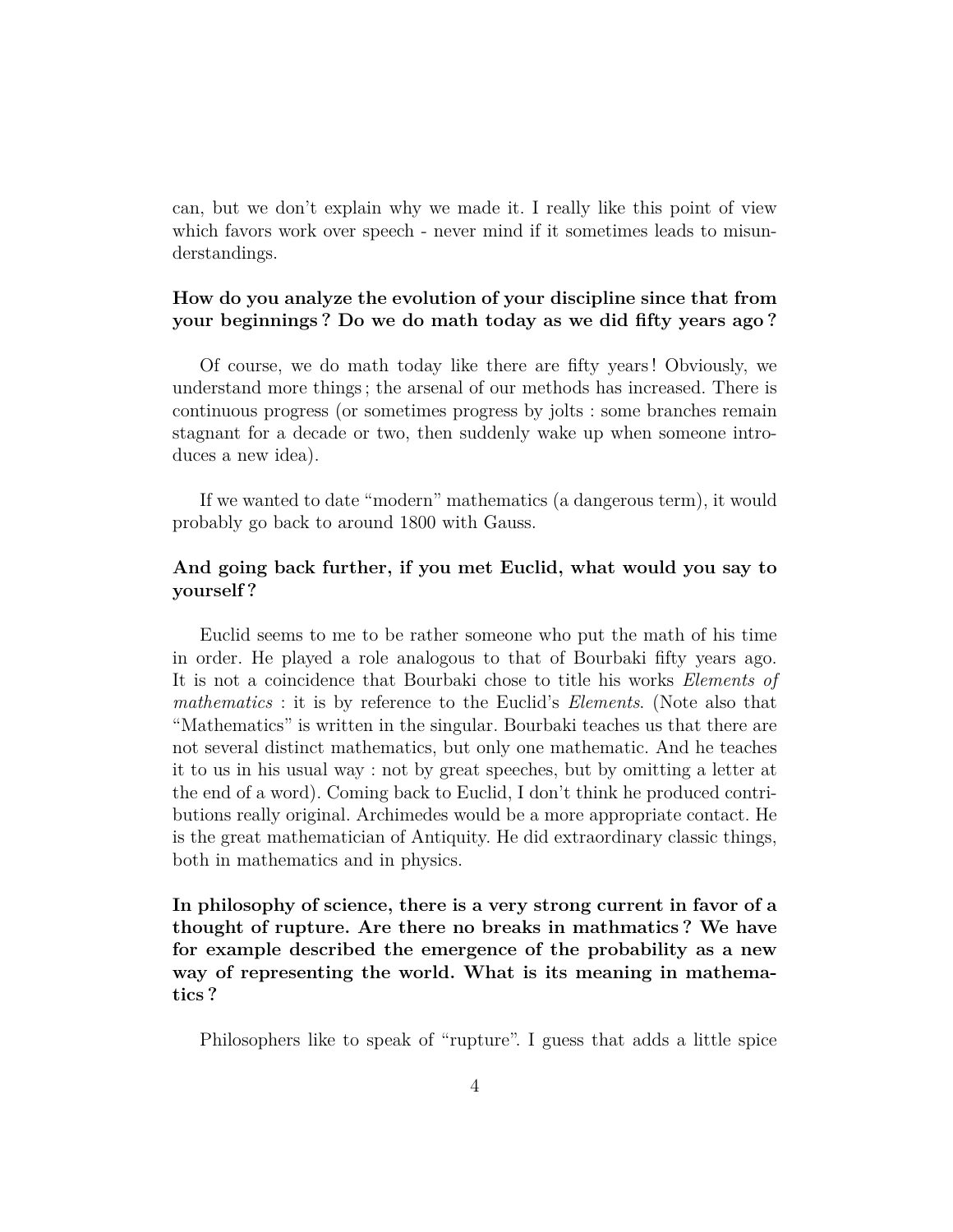can, but we don't explain why we made it. I really like this point of view which favors work over speech - never mind if it sometimes leads to misunderstandings.

**How do you analyze the evolution of your discipline since that from your beginnings ? Do we do math today as we did fifty years ago ?**

Of course, we do math today like there are fifty years ! Obviously, we understand more things ; the arsenal of our methods has increased. There is continuous progress (or sometimes progress by jolts : some branches remain stagnant for a decade or two, then suddenly wake up when someone introduces a new idea).

If we wanted to date "modern" mathematics (a dangerous term), it would probably go back to around 1800 with Gauss.

**And going back further, if you met Euclid, what would you say to yourself ?**

Euclid seems to me to be rather someone who put the math of his time in order. He played a role analogous to that of Bourbaki fifty years ago. It is not a coincidence that Bourbaki chose to title his works *Elements of mathematics* : it is by reference to the Euclid's *Elements*. (Note also that "Mathematics" is written in the singular. Bourbaki teaches us that there are not several distinct mathematics, but only one mathematic. And he teaches it to us in his usual way : not by great speeches, but by omitting a letter at the end of a word). Coming back to Euclid, I don't think he produced contributions really original. Archimedes would be a more appropriate contact. He is the great mathematician of Antiquity. He did extraordinary classic things, both in mathematics and in physics.

**In philosophy of science, there is a very strong current in favor of a thought of rupture. Are there no breaks in mathmatics ? We have for example described the emergence of the probability as a new way of representing the world. What is its meaning in mathematics ?**

Philosophers like to speak of "rupture". I guess that adds a little spice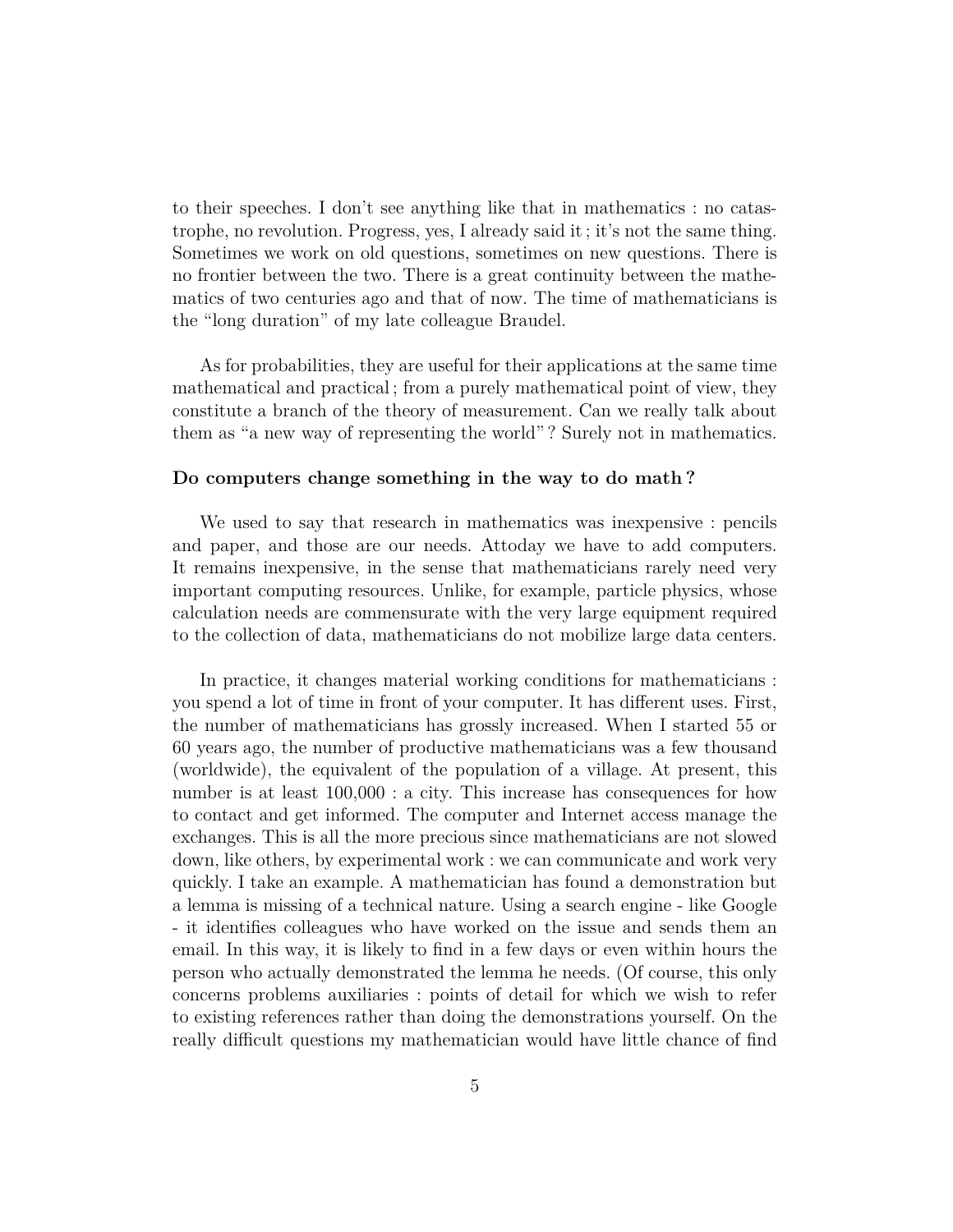to their speeches. I don't see anything like that in mathematics : no catastrophe, no revolution. Progress, yes, I already said it ; it's not the same thing. Sometimes we work on old questions, sometimes on new questions. There is no frontier between the two. There is a great continuity between the mathematics of two centuries ago and that of now. The time of mathematicians is the "long duration" of my late colleague Braudel.

As for probabilities, they are useful for their applications at the same time mathematical and practical ; from a purely mathematical point of view, they constitute a branch of the theory of measurement. Can we really talk about them as "a new way of representing the world" ? Surely not in mathematics.

**Do computers change something in the way to do math ?**

We used to say that research in mathematics was inexpensive : pencils and paper, and those are our needs. Attoday we have to add computers. It remains inexpensive, in the sense that mathematicians rarely need very important computing resources. Unlike, for example, particle physics, whose calculation needs are commensurate with the very large equipment required to the collection of data, mathematicians do not mobilize large data centers.

In practice, it changes material working conditions for mathematicians : you spend a lot of time in front of your computer. It has different uses. First, the number of mathematicians has grossly increased. When I started 55 or 60 years ago, the number of productive mathematicians was a few thousand (worldwide), the equivalent of the population of a village. At present, this number is at least 100,000 : a city. This increase has consequences for how to contact and get informed. The computer and Internet access manage the exchanges. This is all the more precious since mathematicians are not slowed down, like others, by experimental work : we can communicate and work very quickly. I take an example. A mathematician has found a demonstration but a lemma is missing of a technical nature. Using a search engine - like Google - it identifies colleagues who have worked on the issue and sends them an email. In this way, it is likely to find in a few days or even within hours the person who actually demonstrated the lemma he needs. (Of course, this only concerns problems auxiliaries : points of detail for which we wish to refer to existing references rather than doing the demonstrations yourself. On the really difficult questions my mathematician would have little chance of find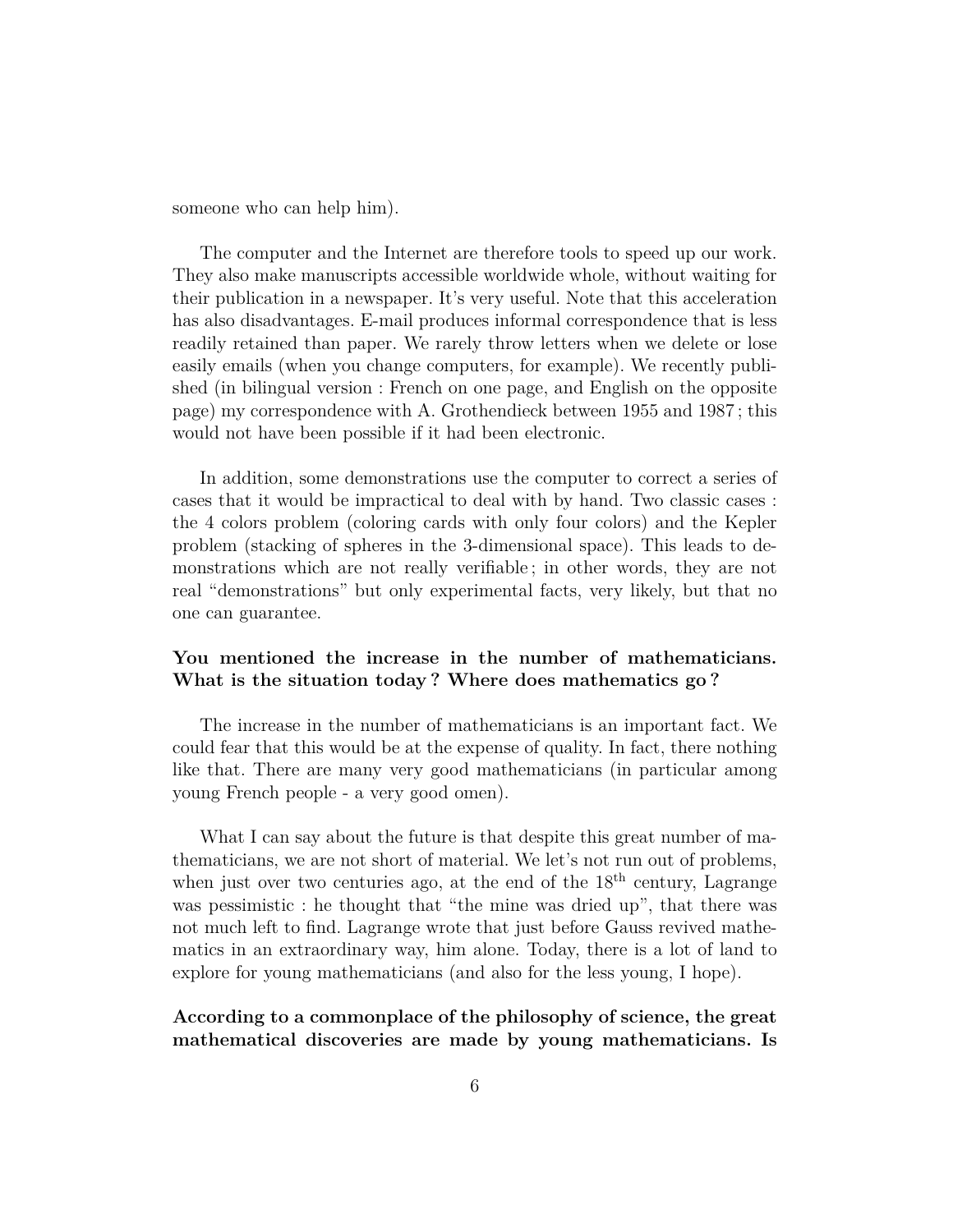someone who can help him).

The computer and the Internet are therefore tools to speed up our work. They also make manuscripts accessible worldwide whole, without waiting for their publication in a newspaper. It's very useful. Note that this acceleration has also disadvantages. E-mail produces informal correspondence that is less readily retained than paper. We rarely throw letters when we delete or lose easily emails (when you change computers, for example). We recently published (in bilingual version : French on one page, and English on the opposite page) my correspondence with A. Grothendieck between 1955 and 1987 ; this would not have been possible if it had been electronic.

In addition, some demonstrations use the computer to correct a series of cases that it would be impractical to deal with by hand. Two classic cases : the 4 colors problem (coloring cards with only four colors) and the Kepler problem (stacking of spheres in the 3-dimensional space). This leads to demonstrations which are not really verifiable ; in other words, they are not real "demonstrations" but only experimental facts, very likely, but that no one can guarantee.

**You mentioned the increase in the number of mathematicians. What is the situation today ? Where does mathematics go ?**

The increase in the number of mathematicians is an important fact. We could fear that this would be at the expense of quality. In fact, there nothing like that. There are many very good mathematicians (in particular among young French people - a very good omen).

What I can say about the future is that despite this great number of mathematicians, we are not short of material. We let's not run out of problems, when just over two centuries ago, at the end of the 18th century, Lagrange was pessimistic : he thought that "the mine was dried up", that there was not much left to find. Lagrange wrote that just before Gauss revived mathematics in an extraordinary way, him alone. Today, there is a lot of land to explore for young mathematicians (and also for the less young, I hope).

**According to a commonplace of the philosophy of science, the great mathematical discoveries are made by young mathematicians. Is**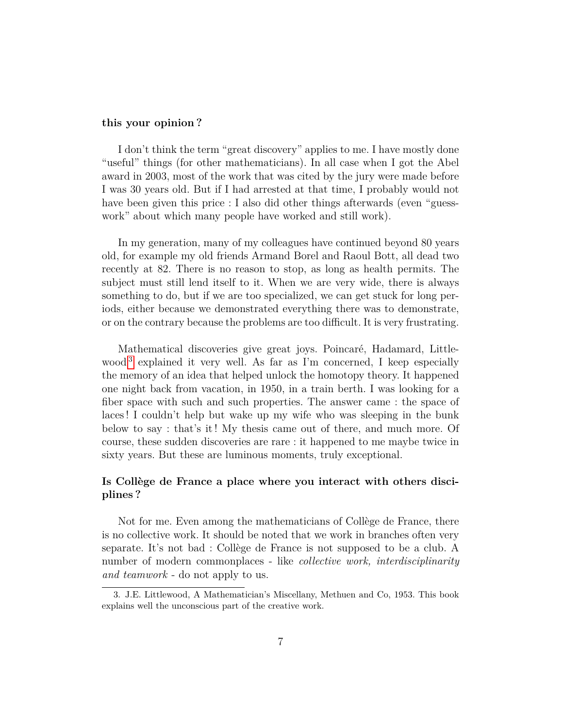**this your opinion ?**

I don't think the term "great discovery" applies to me. I have mostly done "useful" things (for other mathematicians). In all case when I got the Abel award in 2003, most of the work that was cited by the jury were made before I was 30 years old. But if I had arrested at that time, I probably would not have been given this price : I also did other things afterwards (even "guess-work" about which many people have worked and still work).

In my generation, many of my colleagues have continued beyond 80 years old, for example my old friends Armand Borel and Raoul Bott, all dead two recently at 82. There is no reason to stop, as long as health permits. The subject must still lend itself to it. When we are very wide, there is always something to do, but if we are too specialized, we can get stuck for long periods, either because we demonstrated everything there was to demonstrate, or on the contrary because the problems are too difficult. It is very frustrating.

Mathematical discoveries give great joys. Poincaré, Hadamard, Littlewood[3] explained it very well. As far as I'm concerned, I keep especially the memory of an idea that helped unlock the homotopy theory. It happened one night back from vacation, in 1950, in a train berth. I was looking for a fiber space with such and such properties. The answer came : the space of laces ! I couldn't help but wake up my wife who was sleeping in the bunk below to say : that's it ! My thesis came out of there, and much more. Of course, these sudden discoveries are rare : it happened to me maybe twice in sixty years. But these are luminous moments, truly exceptional.

### Is Collège de France a place where you interact with others disciplines ?

Not for me. Even among the mathematicians of Collège de France, there is no collective work. It should be noted that we work in branches often very separate. It's not bad : Collège de France is not supposed to be a club. A number of modern commonplaces - like *collective work, interdisciplinarity and teamwork* - do not apply to us.

---

3. J.E. Littlewood, A Mathematician's Miscellany, Methuen and Co, 1953. This book explains well the unconscious part of the creative work.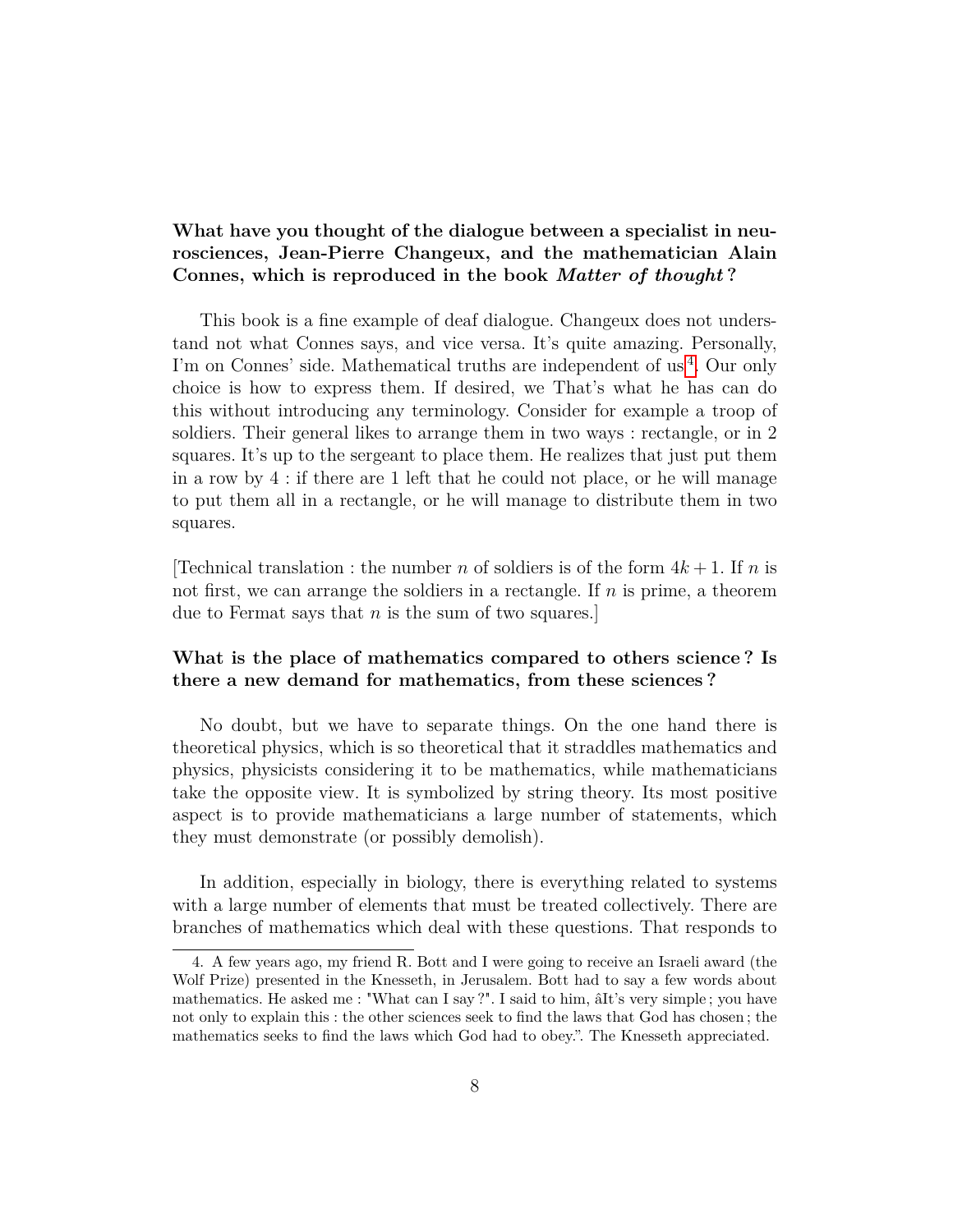**What have you thought of the dialogue between a specialist in neurosciences, Jean-Pierre Changeux, and the mathematician Alain Connes, which is reproduced in the book *Matter of thought*?**

This book is a fine example of deaf dialogue. Changeux does not understand not what Connes says, and vice versa. It's quite amazing. Personally, I'm on Connes' side. Mathematical truths are independent of us[4]. Our only choice is how to express them. If desired, we That's what he has can do this without introducing any terminology. Consider for example a troop of soldiers. Their general likes to arrange them in two ways : rectangle, or in 2 squares. It's up to the sergeant to place them. He realizes that just put them in a row by 4 : if there are 1 left that he could not place, or he will manage to put them all in a rectangle, or he will manage to distribute them in two squares.

[Technical translation : the number $n$ of soldiers is of the form $4k + 1$. If $n$ is not first, we can arrange the soldiers in a rectangle. If $n$ is prime, a theorem due to Fermat says that $n$ is the sum of two squares.]

**What is the place of mathematics compared to others science ? Is there a new demand for mathematics, from these sciences ?**

No doubt, but we have to separate things. On the one hand there is theoretical physics, which is so theoretical that it straddles mathematics and physics, physicists considering it to be mathematics, while mathematicians take the opposite view. It is symbolized by string theory. Its most positive aspect is to provide mathematicians a large number of statements, which they must demonstrate (or possibly demolish).

In addition, especially in biology, there is everything related to systems with a large number of elements that must be treated collectively. There are branches of mathematics which deal with these questions. That responds to

4. A few years ago, my friend R. Bott and I were going to receive an Israeli award (the Wolf Prize) presented in the Knesseth, in Jerusalem. Bott had to say a few words about mathematics. He asked me : "What can I say ?". I said to him, âIt's very simple ; you have not only to explain this : the other sciences seek to find the laws that God has chosen ; the mathematics seeks to find the laws which God had to obey.". The Knesseth appreciated.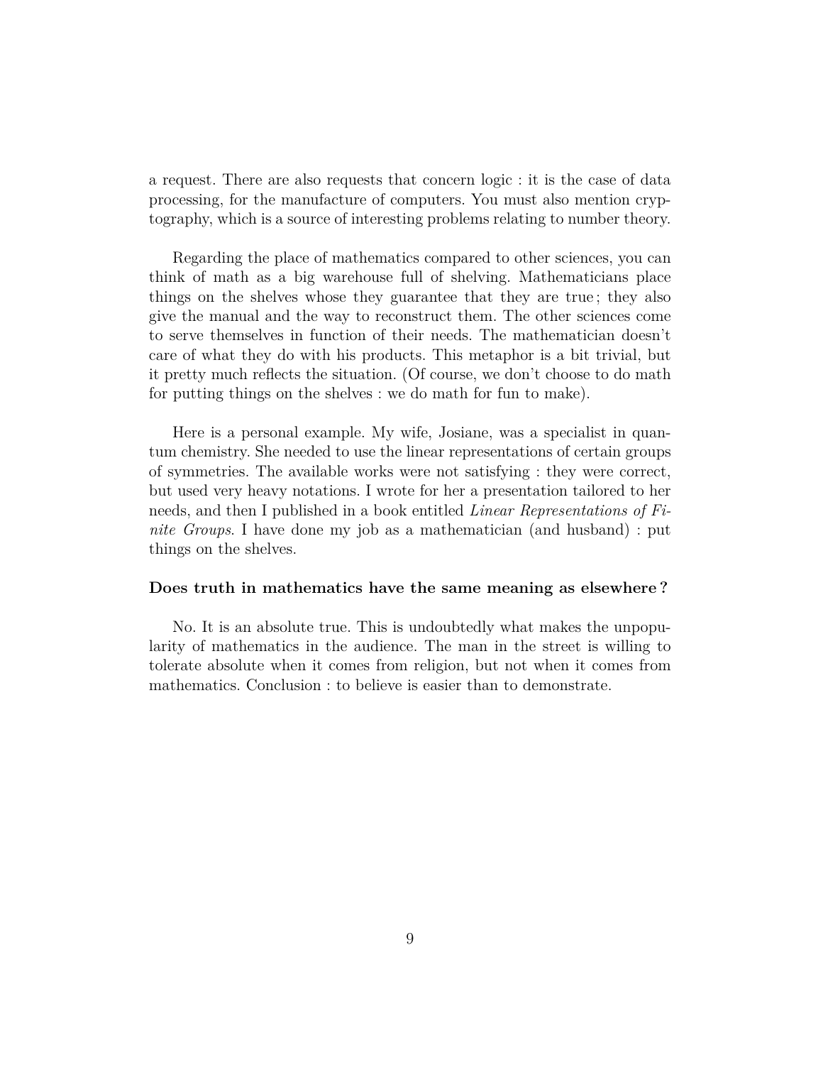a request. There are also requests that concern logic : it is the case of data processing, for the manufacture of computers. You must also mention cryptography, which is a source of interesting problems relating to number theory.

Regarding the place of mathematics compared to other sciences, you can think of math as a big warehouse full of shelving. Mathematicians place things on the shelves whose they guarantee that they are true ; they also give the manual and the way to reconstruct them. The other sciences come to serve themselves in function of their needs. The mathematician doesn't care of what they do with his products. This metaphor is a bit trivial, but it pretty much reflects the situation. (Of course, we don't choose to do math for putting things on the shelves : we do math for fun to make).

Here is a personal example. My wife, Josiane, was a specialist in quantum chemistry. She needed to use the linear representations of certain groups of symmetries. The available works were not satisfying : they were correct, but used very heavy notations. I wrote for her a presentation tailored to her needs, and then I published in a book entitled *Linear Representations of Finite Groups*. I have done my job as a mathematician (and husband) : put things on the shelves.

**Does truth in mathematics have the same meaning as elsewhere ?**

No. It is an absolute true. This is undoubtedly what makes the unpopularity of mathematics in the audience. The man in the street is willing to tolerate absolute when it comes from religion, but not when it comes from mathematics. Conclusion : to believe is easier than to demonstrate.